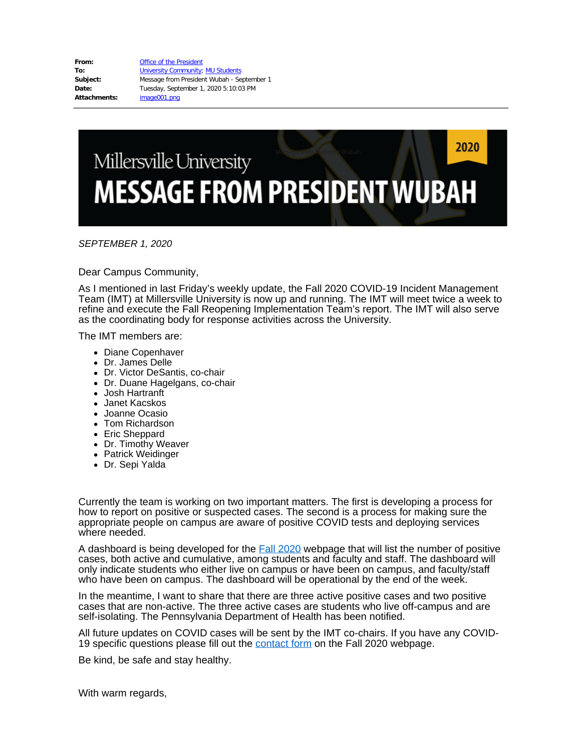**From:** Office of the President
**To:** University Community; MU Students
**Subject:** Message from President Wubah - September 1
**Date:** Tuesday, September 1, 2020 5:10:03 PM
**Attachments:** image001.png

---

Millersville University

# MESSAGE FROM PRESIDENT WUBAH

2020

*SEPTEMBER 1, 2020*

Dear Campus Community,

As I mentioned in last Friday's weekly update, the Fall 2020 COVID-19 Incident Management Team (IMT) at Millersville University is now up and running. The IMT will meet twice a week to refine and execute the Fall Reopening Implementation Team's report. The IMT will also serve as the coordinating body for response activities across the University.

The IMT members are:

- Diane Copenhaver
- Dr. James Delle
- Dr. Victor DeSantis, co-chair
- Dr. Duane Hagelgans, co-chair
- Josh Hartranft
- Janet Kacskos
- Joanne Ocasio
- Tom Richardson
- Eric Sheppard
- Dr. Timothy Weaver
- Patrick Weidinger
- Dr. Sepi Yalda

Currently the team is working on two important matters. The first is developing a process for how to report on positive or suspected cases. The second is a process for making sure the appropriate people on campus are aware of positive COVID tests and deploying services where needed.

A dashboard is being developed for the Fall 2020 webpage that will list the number of positive cases, both active and cumulative, among students and faculty and staff. The dashboard will only indicate students who either live on campus or have been on campus, and faculty/staff who have been on campus. The dashboard will be operational by the end of the week.

In the meantime, I want to share that there are three active positive cases and two positive cases that are non-active. The three active cases are students who live off-campus and are self-isolating. The Pennsylvania Department of Health has been notified.

All future updates on COVID cases will be sent by the IMT co-chairs. If you have any COVID-19 specific questions please fill out the contact form on the Fall 2020 webpage.

Be kind, be safe and stay healthy.

With warm regards,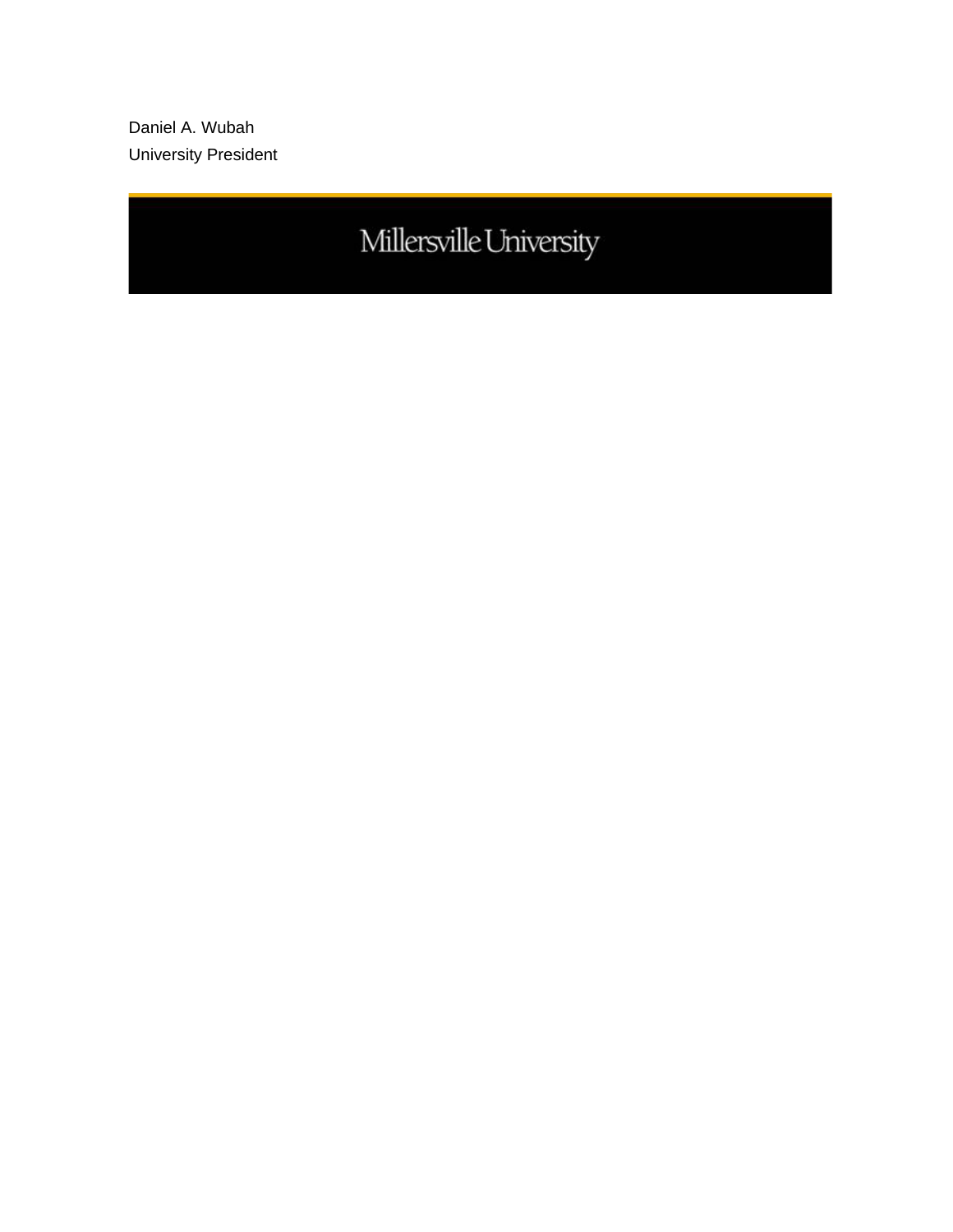Daniel A. Wubah
University President

Millersville University